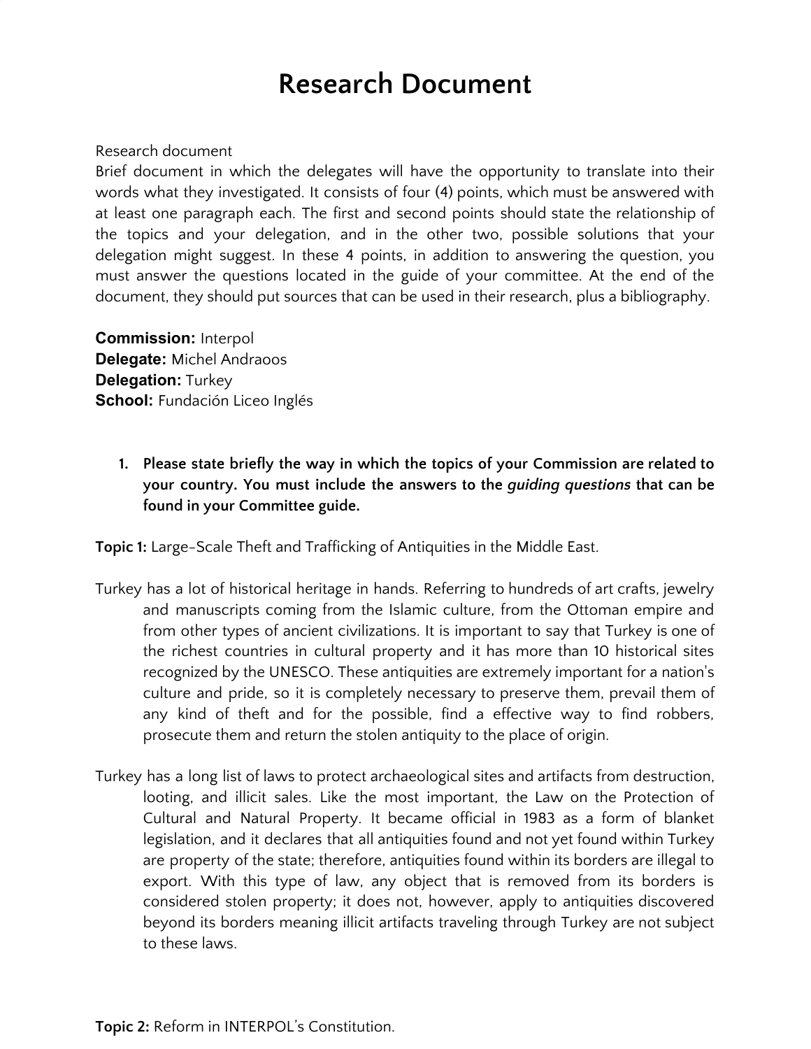# Research Document

Research document
Brief document in which the delegates will have the opportunity to translate into their words what they investigated. It consists of four (4) points, which must be answered with at least one paragraph each. The first and second points should state the relationship of the topics and your delegation, and in the other two, possible solutions that your delegation might suggest. In these 4 points, in addition to answering the question, you must answer the questions located in the guide of your committee. At the end of the document, they should put sources that can be used in their research, plus a bibliography.

**Commission:** Interpol
**Delegate:** Michel Andraoos
**Delegation:** Turkey
**School:** Fundación Liceo Inglés

1. **Please state briefly the way in which the topics of your Commission are related to your country. You must include the answers to the *guiding questions* that can be found in your Committee guide.**

**Topic 1:** Large-Scale Theft and Trafficking of Antiquities in the Middle East.

Turkey has a lot of historical heritage in hands. Referring to hundreds of art crafts, jewelry and manuscripts coming from the Islamic culture, from the Ottoman empire and from other types of ancient civilizations. It is important to say that Turkey is one of the richest countries in cultural property and it has more than 10 historical sites recognized by the UNESCO. These antiquities are extremely important for a nation's culture and pride, so it is completely necessary to preserve them, prevail them of any kind of theft and for the possible, find a effective way to find robbers, prosecute them and return the stolen antiquity to the place of origin.

Turkey has a long list of laws to protect archaeological sites and artifacts from destruction, looting, and illicit sales. Like the most important, the Law on the Protection of Cultural and Natural Property. It became official in 1983 as a form of blanket legislation, and it declares that all antiquities found and not yet found within Turkey are property of the state; therefore, antiquities found within its borders are illegal to export. With this type of law, any object that is removed from its borders is considered stolen property; it does not, however, apply to antiquities discovered beyond its borders meaning illicit artifacts traveling through Turkey are not subject to these laws.

**Topic 2:** Reform in INTERPOL's Constitution.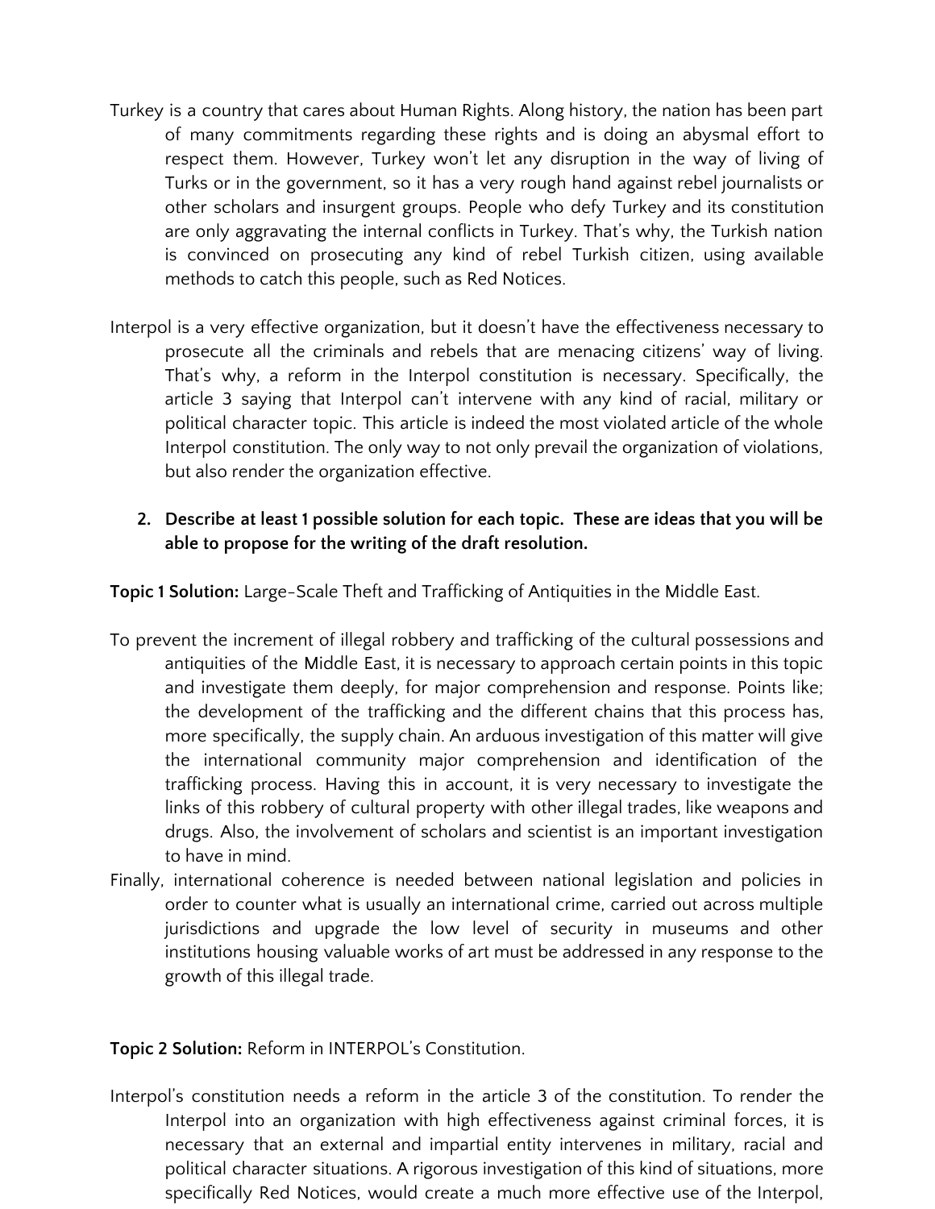Turkey is a country that cares about Human Rights. Along history, the nation has been part of many commitments regarding these rights and is doing an abysmal effort to respect them. However, Turkey won't let any disruption in the way of living of Turks or in the government, so it has a very rough hand against rebel journalists or other scholars and insurgent groups. People who defy Turkey and its constitution are only aggravating the internal conflicts in Turkey. That's why, the Turkish nation is convinced on prosecuting any kind of rebel Turkish citizen, using available methods to catch this people, such as Red Notices.

Interpol is a very effective organization, but it doesn't have the effectiveness necessary to prosecute all the criminals and rebels that are menacing citizens' way of living. That's why, a reform in the Interpol constitution is necessary. Specifically, the article 3 saying that Interpol can't intervene with any kind of racial, military or political character topic. This article is indeed the most violated article of the whole Interpol constitution. The only way to not only prevail the organization of violations, but also render the organization effective.

2. **Describe at least 1 possible solution for each topic. These are ideas that you will be able to propose for the writing of the draft resolution.**

**Topic 1 Solution:** Large-Scale Theft and Trafficking of Antiquities in the Middle East.

To prevent the increment of illegal robbery and trafficking of the cultural possessions and antiquities of the Middle East, it is necessary to approach certain points in this topic and investigate them deeply, for major comprehension and response. Points like; the development of the trafficking and the different chains that this process has, more specifically, the supply chain. An arduous investigation of this matter will give the international community major comprehension and identification of the trafficking process. Having this in account, it is very necessary to investigate the links of this robbery of cultural property with other illegal trades, like weapons and drugs. Also, the involvement of scholars and scientist is an important investigation to have in mind.

Finally, international coherence is needed between national legislation and policies in order to counter what is usually an international crime, carried out across multiple jurisdictions and upgrade the low level of security in museums and other institutions housing valuable works of art must be addressed in any response to the growth of this illegal trade.

**Topic 2 Solution:** Reform in INTERPOL's Constitution.

Interpol's constitution needs a reform in the article 3 of the constitution. To render the Interpol into an organization with high effectiveness against criminal forces, it is necessary that an external and impartial entity intervenes in military, racial and political character situations. A rigorous investigation of this kind of situations, more specifically Red Notices, would create a much more effective use of the Interpol,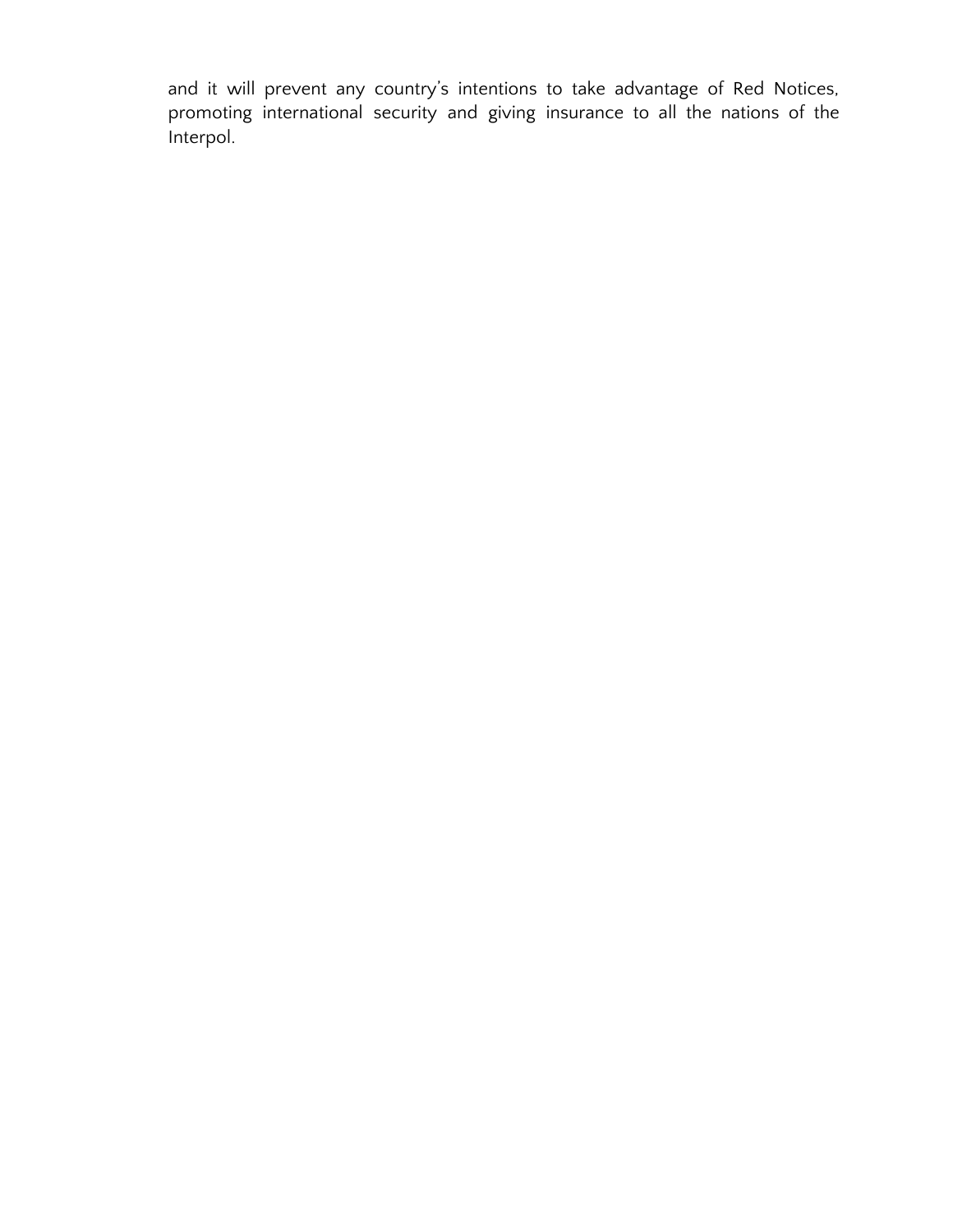and it will prevent any country's intentions to take advantage of Red Notices, promoting international security and giving insurance to all the nations of the Interpol.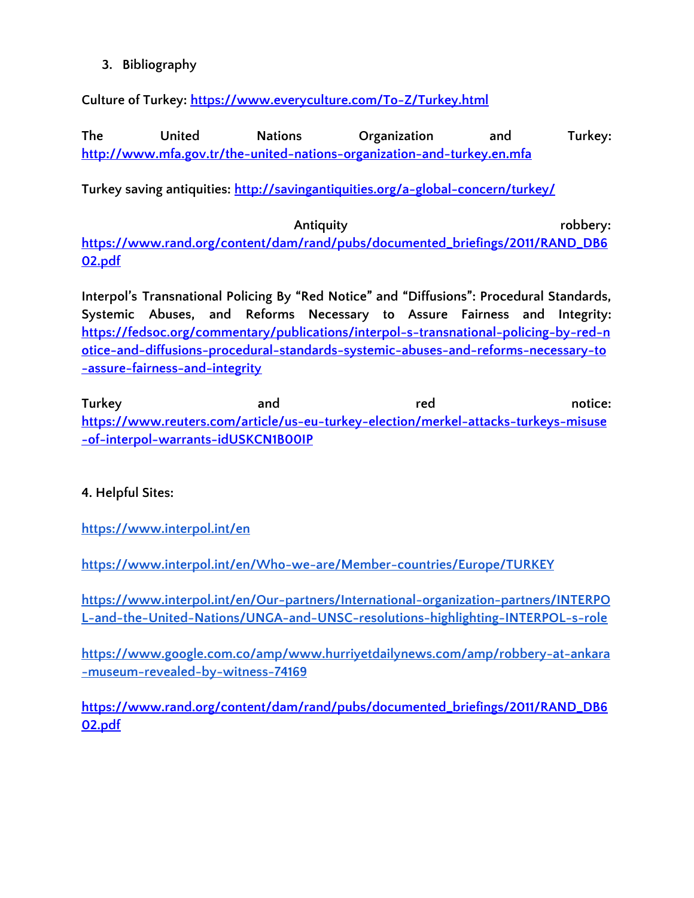3. **Bibliography**

**Culture of Turkey:** https://www.everyculture.com/To-Z/Turkey.html

**The United Nations Organization and Turkey:** http://www.mfa.gov.tr/the-united-nations-organization-and-turkey.en.mfa

**Turkey saving antiquities:** http://savingantiquities.org/a-global-concern/turkey/

**Antiquity robbery:** https://www.rand.org/content/dam/rand/pubs/documented_briefings/2011/RAND_DB602.pdf

**Interpol's Transnational Policing By "Red Notice" and "Diffusions": Procedural Standards, Systemic Abuses, and Reforms Necessary to Assure Fairness and Integrity:** https://fedsoc.org/commentary/publications/interpol-s-transnational-policing-by-red-notice-and-diffusions-procedural-standards-systemic-abuses-and-reforms-necessary-to-assure-fairness-and-integrity

**Turkey and red notice:** https://www.reuters.com/article/us-eu-turkey-election/merkel-attacks-turkeys-misuse-of-interpol-warrants-idUSKCN1B00IP

**4. Helpful Sites:**

https://www.interpol.int/en

https://www.interpol.int/en/Who-we-are/Member-countries/Europe/TURKEY

https://www.interpol.int/en/Our-partners/International-organization-partners/INTERPOL-and-the-United-Nations/UNGA-and-UNSC-resolutions-highlighting-INTERPOL-s-role

https://www.google.com.co/amp/www.hurriyetdailynews.com/amp/robbery-at-ankara-museum-revealed-by-witness-74169

https://www.rand.org/content/dam/rand/pubs/documented_briefings/2011/RAND_DB602.pdf